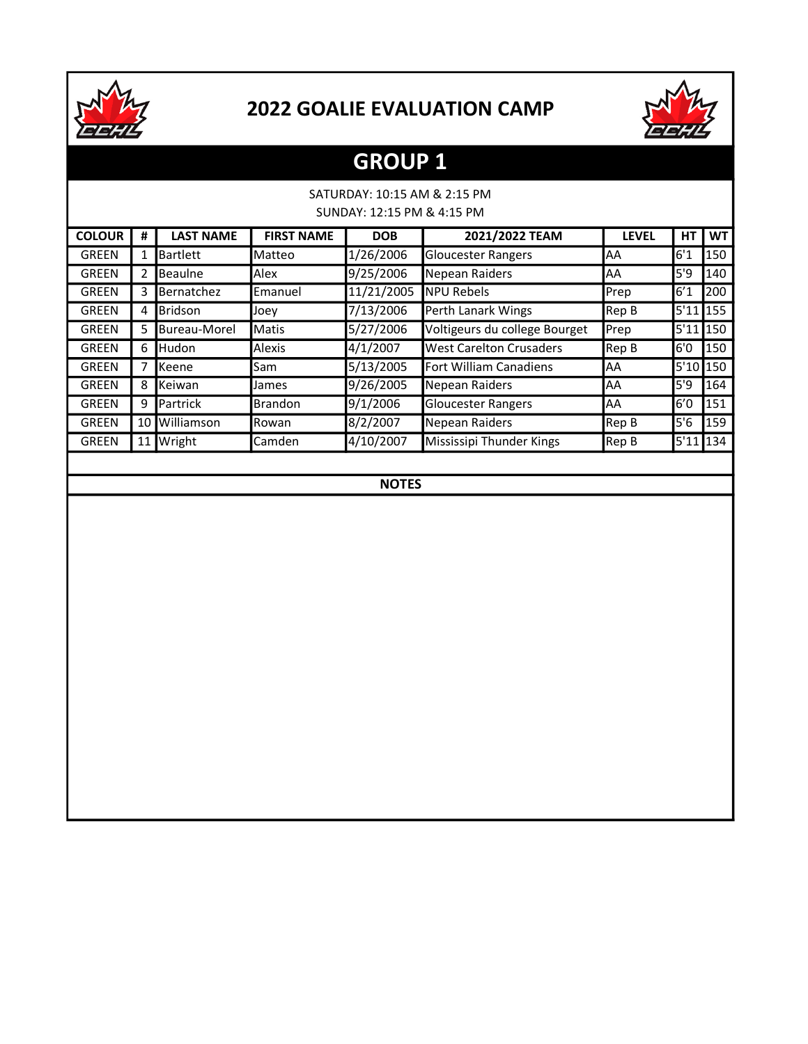# 2022 GOALIE EVALUATION CAMP

## GROUP 1

SATURDAY: 10:15 AM & 2:15 PM
SUNDAY: 12:15 PM & 4:15 PM

| COLOUR | # | LAST NAME | FIRST NAME | DOB | 2021/2022 TEAM | LEVEL | HT | WT |
|---|---|---|---|---|---|---|---|---|
| GREEN | 1 | Bartlett | Matteo | 1/26/2006 | Gloucester Rangers | AA | 6'1 | 150 |
| GREEN | 2 | Beaulne | Alex | 9/25/2006 | Nepean Raiders | AA | 5'9 | 140 |
| GREEN | 3 | Bernatchez | Emanuel | 11/21/2005 | NPU Rebels | Prep | 6'1 | 200 |
| GREEN | 4 | Bridson | Joey | 7/13/2006 | Perth Lanark Wings | Rep B | 5'11 | 155 |
| GREEN | 5 | Bureau-Morel | Matis | 5/27/2006 | Voltigeurs du college Bourget | Prep | 5'11 | 150 |
| GREEN | 6 | Hudon | Alexis | 4/1/2007 | West Carelton Crusaders | Rep B | 6'0 | 150 |
| GREEN | 7 | Keene | Sam | 5/13/2005 | Fort William Canadiens | AA | 5'10 | 150 |
| GREEN | 8 | Keiwan | James | 9/26/2005 | Nepean Raiders | AA | 5'9 | 164 |
| GREEN | 9 | Partrick | Brandon | 9/1/2006 | Gloucester Rangers | AA | 6'0 | 151 |
| GREEN | 10 | Williamson | Rowan | 8/2/2007 | Nepean Raiders | Rep B | 5'6 | 159 |
| GREEN | 11 | Wright | Camden | 4/10/2007 | Mississipi Thunder Kings | Rep B | 5'11 | 134 |

**NOTES**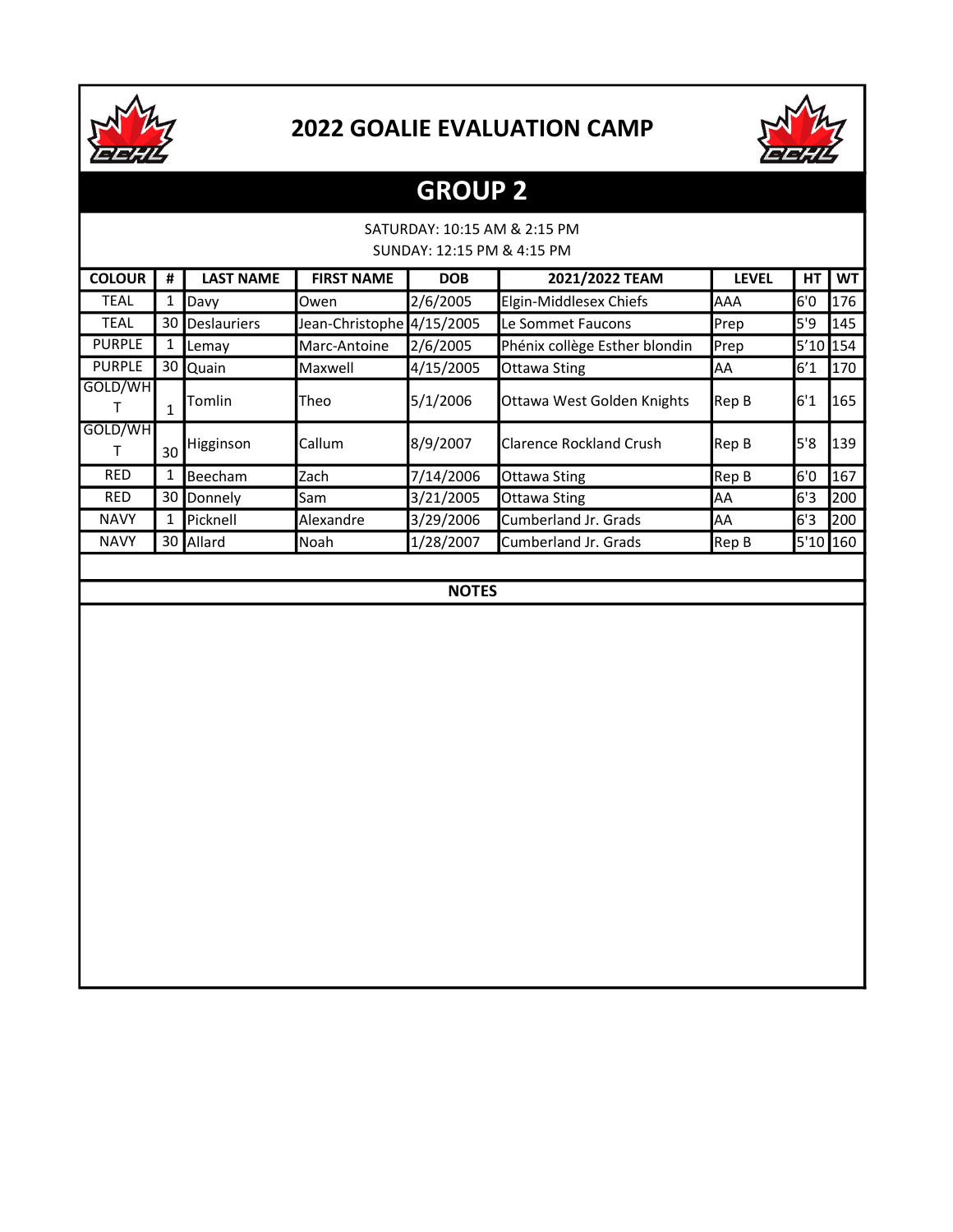# 2022 GOALIE EVALUATION CAMP

## GROUP 2

SATURDAY: 10:15 AM & 2:15 PM
SUNDAY: 12:15 PM & 4:15 PM

| COLOUR | # | LAST NAME | FIRST NAME | DOB | 2021/2022 TEAM | LEVEL | HT | WT |
|---|---|---|---|---|---|---|---|---|
| TEAL | 1 | Davy | Owen | 2/6/2005 | Elgin-Middlesex Chiefs | AAA | 6'0 | 176 |
| TEAL | 30 | Deslauriers | Jean-Christophe | 4/15/2005 | Le Sommet Faucons | Prep | 5'9 | 145 |
| PURPLE | 1 | Lemay | Marc-Antoine | 2/6/2005 | Phénix collège Esther blondin | Prep | 5'10 | 154 |
| PURPLE | 30 | Quain | Maxwell | 4/15/2005 | Ottawa Sting | AA | 6'1 | 170 |
| GOLD/WHT | 1 | Tomlin | Theo | 5/1/2006 | Ottawa West Golden Knights | Rep B | 6'1 | 165 |
| GOLD/WHT | 30 | Higginson | Callum | 8/9/2007 | Clarence Rockland Crush | Rep B | 5'8 | 139 |
| RED | 1 | Beecham | Zach | 7/14/2006 | Ottawa Sting | Rep B | 6'0 | 167 |
| RED | 30 | Donnely | Sam | 3/21/2005 | Ottawa Sting | AA | 6'3 | 200 |
| NAVY | 1 | Picknell | Alexandre | 3/29/2006 | Cumberland Jr. Grads | AA | 6'3 | 200 |
| NAVY | 30 | Allard | Noah | 1/28/2007 | Cumberland Jr. Grads | Rep B | 5'10 | 160 |

**NOTES**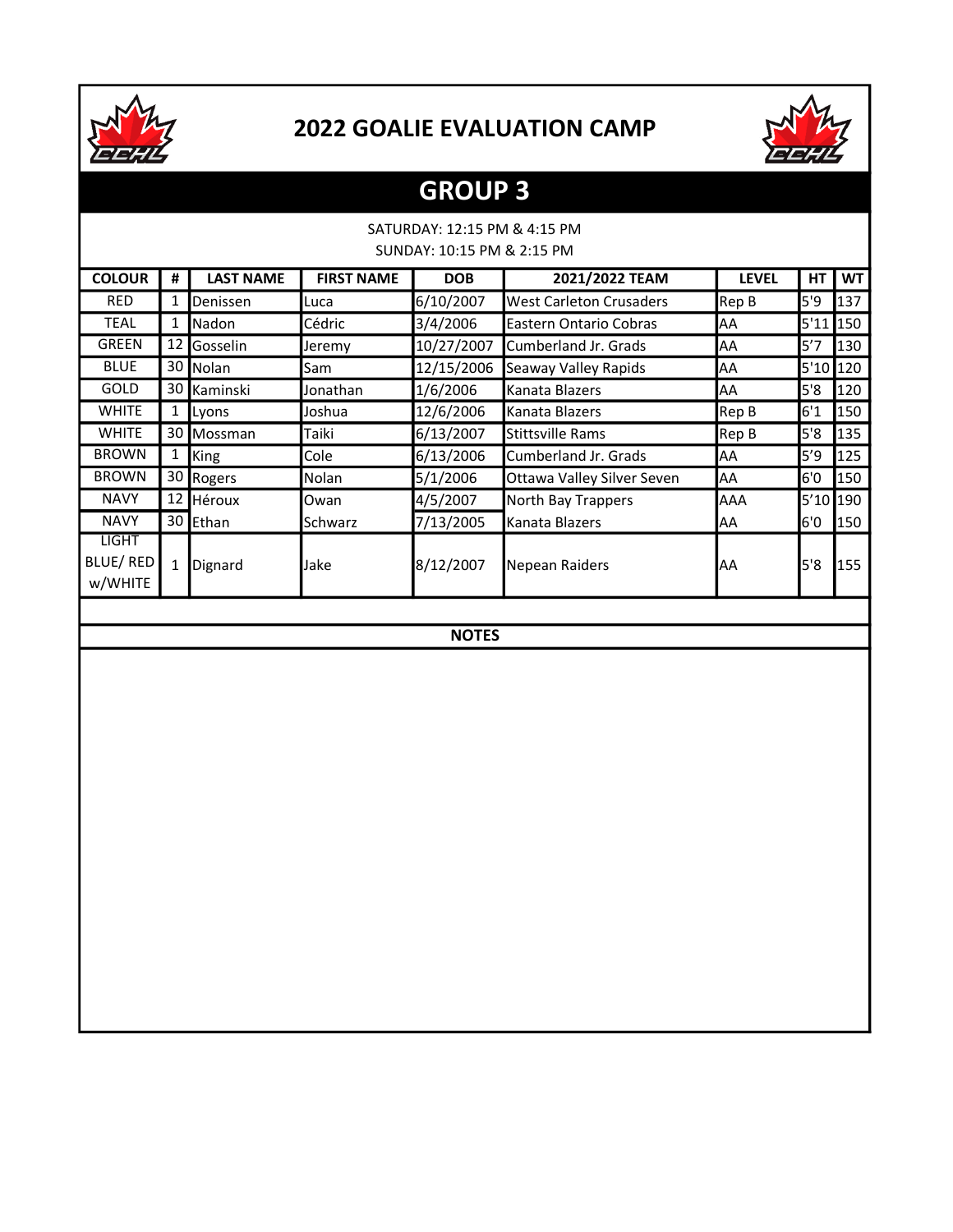# 2022 GOALIE EVALUATION CAMP

## GROUP 3

SATURDAY: 12:15 PM & 4:15 PM
SUNDAY: 10:15 PM & 2:15 PM

| COLOUR | # | LAST NAME | FIRST NAME | DOB | 2021/2022 TEAM | LEVEL | HT | WT |
|---|---|---|---|---|---|---|---|---|
| RED | 1 | Denissen | Luca | 6/10/2007 | West Carleton Crusaders | Rep B | 5'9 | 137 |
| TEAL | 1 | Nadon | Cédric | 3/4/2006 | Eastern Ontario Cobras | AA | 5'11 | 150 |
| GREEN | 12 | Gosselin | Jeremy | 10/27/2007 | Cumberland Jr. Grads | AA | 5'7 | 130 |
| BLUE | 30 | Nolan | Sam | 12/15/2006 | Seaway Valley Rapids | AA | 5'10 | 120 |
| GOLD | 30 | Kaminski | Jonathan | 1/6/2006 | Kanata Blazers | AA | 5'8 | 120 |
| WHITE | 1 | Lyons | Joshua | 12/6/2006 | Kanata Blazers | Rep B | 6'1 | 150 |
| WHITE | 30 | Mossman | Taiki | 6/13/2007 | Stittsville Rams | Rep B | 5'8 | 135 |
| BROWN | 1 | King | Cole | 6/13/2006 | Cumberland Jr. Grads | AA | 5'9 | 125 |
| BROWN | 30 | Rogers | Nolan | 5/1/2006 | Ottawa Valley Silver Seven | AA | 6'0 | 150 |
| NAVY | 12 | Héroux | Owan | 4/5/2007 | North Bay Trappers | AAA | 5'10 | 190 |
| NAVY | 30 | Ethan | Schwarz | 7/13/2005 | Kanata Blazers | AA | 6'0 | 150 |
| LIGHT BLUE/ RED w/WHITE | 1 | Dignard | Jake | 8/12/2007 | Nepean Raiders | AA | 5'8 | 155 |

**NOTES**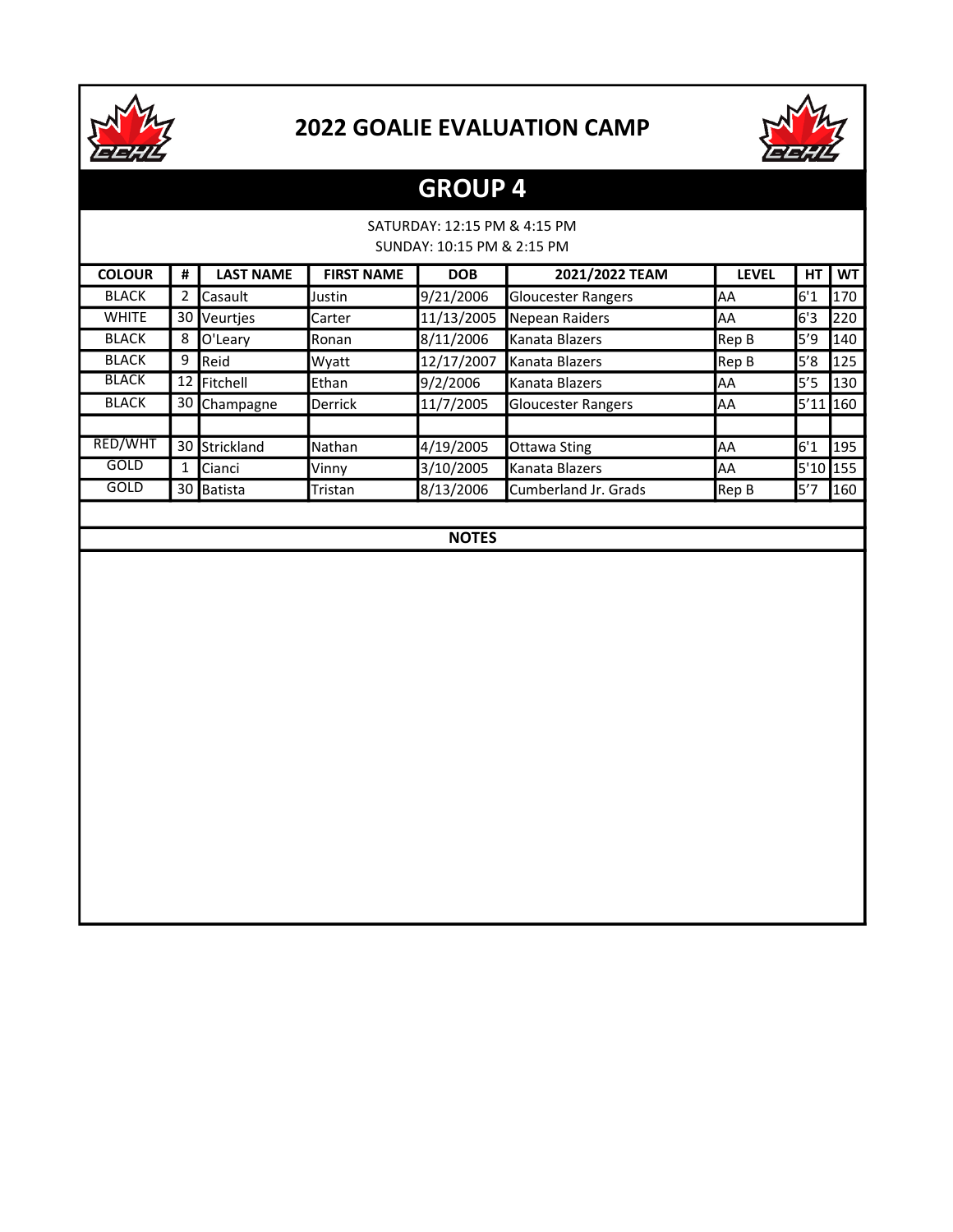# 2022 GOALIE EVALUATION CAMP

## GROUP 4

SATURDAY: 12:15 PM & 4:15 PM
SUNDAY: 10:15 PM & 2:15 PM

| COLOUR | # | LAST NAME | FIRST NAME | DOB | 2021/2022 TEAM | LEVEL | HT | WT |
|---|---|---|---|---|---|---|---|---|
| BLACK | 2 | Casault | Justin | 9/21/2006 | Gloucester Rangers | AA | 6'1 | 170 |
| WHITE | 30 | Veurtjes | Carter | 11/13/2005 | Nepean Raiders | AA | 6'3 | 220 |
| BLACK | 8 | O'Leary | Ronan | 8/11/2006 | Kanata Blazers | Rep B | 5'9 | 140 |
| BLACK | 9 | Reid | Wyatt | 12/17/2007 | Kanata Blazers | Rep B | 5'8 | 125 |
| BLACK | 12 | Fitchell | Ethan | 9/2/2006 | Kanata Blazers | AA | 5'5 | 130 |
| BLACK | 30 | Champagne | Derrick | 11/7/2005 | Gloucester Rangers | AA | 5'11 | 160 |
| | | | | | | | | |
| RED/WHT | 30 | Strickland | Nathan | 4/19/2005 | Ottawa Sting | AA | 6'1 | 195 |
| GOLD | 1 | Cianci | Vinny | 3/10/2005 | Kanata Blazers | AA | 5'10 | 155 |
| GOLD | 30 | Batista | Tristan | 8/13/2006 | Cumberland Jr. Grads | Rep B | 5'7 | 160 |

**NOTES**